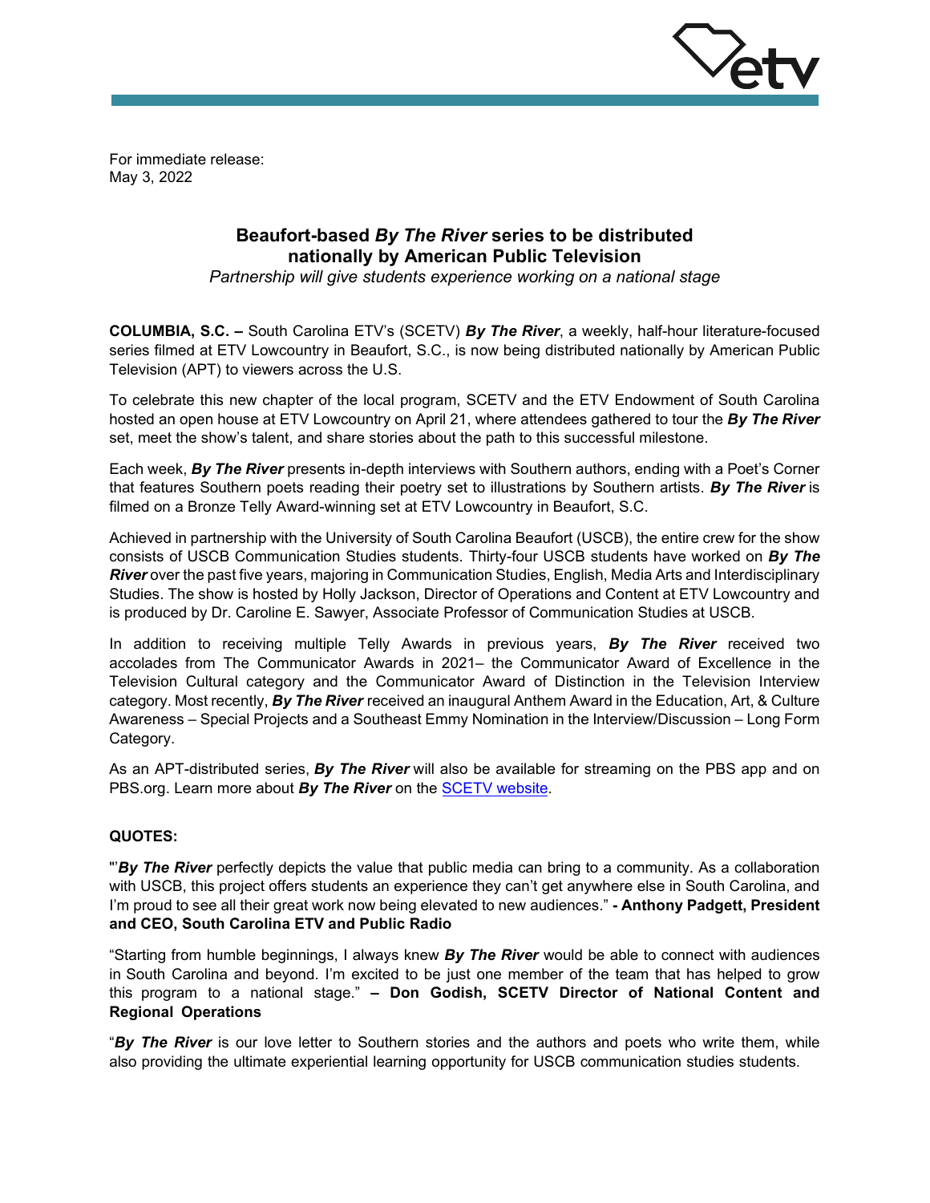For immediate release:
May 3, 2022

## Beaufort-based *By The River* series to be distributed nationally by American Public Television

*Partnership will give students experience working on a national stage*

**COLUMBIA, S.C. –** South Carolina ETV's (SCETV) ***By The River***, a weekly, half-hour literature-focused series filmed at ETV Lowcountry in Beaufort, S.C., is now being distributed nationally by American Public Television (APT) to viewers across the U.S.

To celebrate this new chapter of the local program, SCETV and the ETV Endowment of South Carolina hosted an open house at ETV Lowcountry on April 21, where attendees gathered to tour the ***By The River*** set, meet the show's talent, and share stories about the path to this successful milestone.

Each week, ***By The River*** presents in-depth interviews with Southern authors, ending with a Poet's Corner that features Southern poets reading their poetry set to illustrations by Southern artists. ***By The River*** is filmed on a Bronze Telly Award-winning set at ETV Lowcountry in Beaufort, S.C.

Achieved in partnership with the University of South Carolina Beaufort (USCB), the entire crew for the show consists of USCB Communication Studies students. Thirty-four USCB students have worked on ***By The River*** over the past five years, majoring in Communication Studies, English, Media Arts and Interdisciplinary Studies. The show is hosted by Holly Jackson, Director of Operations and Content at ETV Lowcountry and is produced by Dr. Caroline E. Sawyer, Associate Professor of Communication Studies at USCB.

In addition to receiving multiple Telly Awards in previous years, ***By The River*** received two accolades from The Communicator Awards in 2021– the Communicator Award of Excellence in the Television Cultural category and the Communicator Award of Distinction in the Television Interview category. Most recently, ***By The River*** received an inaugural Anthem Award in the Education, Art, & Culture Awareness – Special Projects and a Southeast Emmy Nomination in the Interview/Discussion – Long Form Category.

As an APT-distributed series, ***By The River*** will also be available for streaming on the PBS app and on PBS.org. Learn more about ***By The River*** on the [SCETV website](SCETV website).

**QUOTES:**

"'***By The River*** perfectly depicts the value that public media can bring to a community. As a collaboration with USCB, this project offers students an experience they can't get anywhere else in South Carolina, and I'm proud to see all their great work now being elevated to new audiences." **- Anthony Padgett, President and CEO, South Carolina ETV and Public Radio**

"Starting from humble beginnings, I always knew ***By The River*** would be able to connect with audiences in South Carolina and beyond. I'm excited to be just one member of the team that has helped to grow this program to a national stage." **– Don Godish, SCETV Director of National Content and Regional Operations**

"***By The River*** is our love letter to Southern stories and the authors and poets who write them, while also providing the ultimate experiential learning opportunity for USCB communication studies students.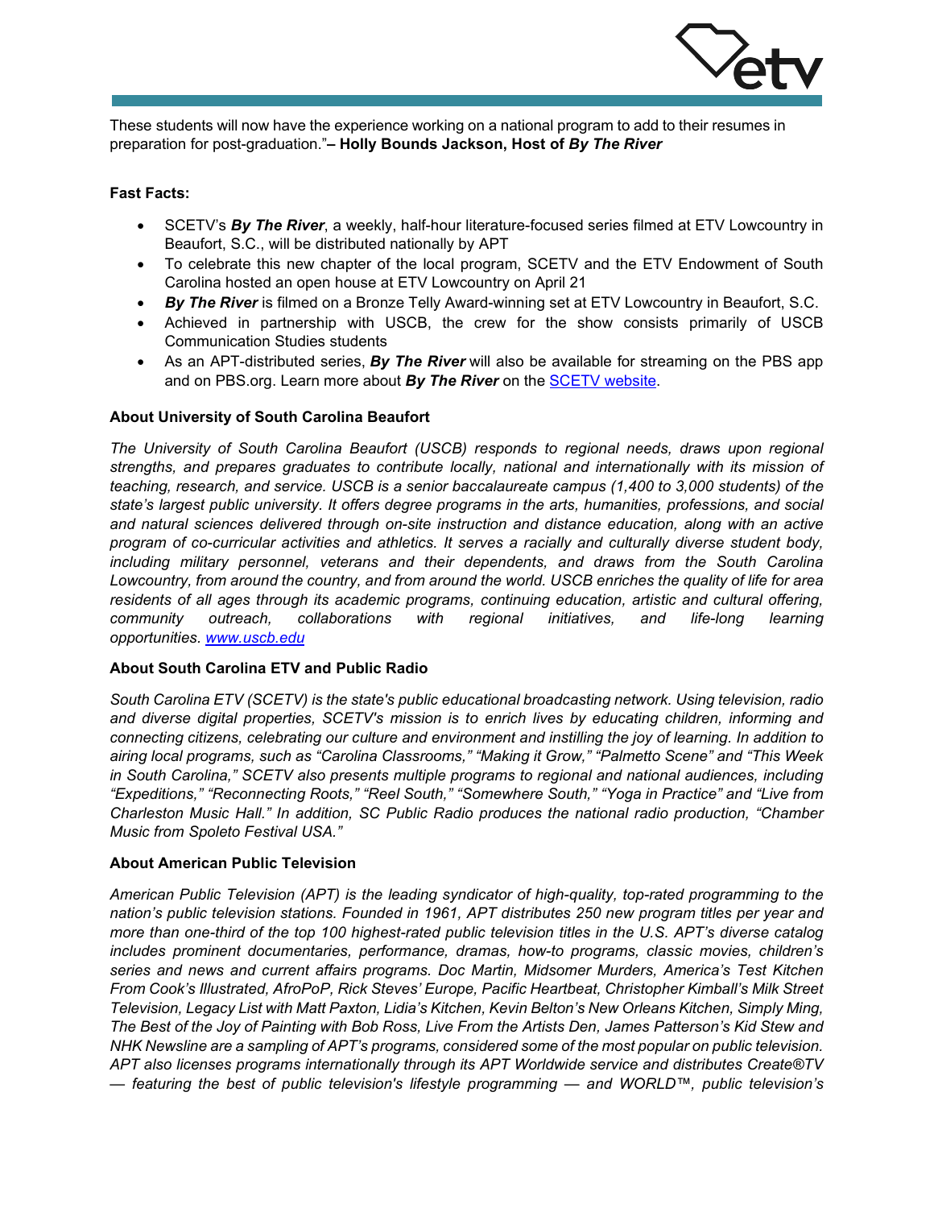These students will now have the experience working on a national program to add to their resumes in preparation for post-graduation."**– Holly Bounds Jackson, Host of *By The River***

**Fast Facts:**

- SCETV's ***By The River***, a weekly, half-hour literature-focused series filmed at ETV Lowcountry in Beaufort, S.C., will be distributed nationally by APT
- To celebrate this new chapter of the local program, SCETV and the ETV Endowment of South Carolina hosted an open house at ETV Lowcountry on April 21
- ***By The River*** is filmed on a Bronze Telly Award-winning set at ETV Lowcountry in Beaufort, S.C.
- Achieved in partnership with USCB, the crew for the show consists primarily of USCB Communication Studies students
- As an APT-distributed series, ***By The River*** will also be available for streaming on the PBS app and on PBS.org. Learn more about ***By The River*** on the SCETV website.

**About University of South Carolina Beaufort**

*The University of South Carolina Beaufort (USCB) responds to regional needs, draws upon regional strengths, and prepares graduates to contribute locally, national and internationally with its mission of teaching, research, and service. USCB is a senior baccalaureate campus (1,400 to 3,000 students) of the state's largest public university. It offers degree programs in the arts, humanities, professions, and social and natural sciences delivered through on-site instruction and distance education, along with an active program of co-curricular activities and athletics. It serves a racially and culturally diverse student body, including military personnel, veterans and their dependents, and draws from the South Carolina Lowcountry, from around the country, and from around the world. USCB enriches the quality of life for area residents of all ages through its academic programs, continuing education, artistic and cultural offering, community outreach, collaborations with regional initiatives, and life-long learning opportunities. www.uscb.edu*

**About South Carolina ETV and Public Radio**

*South Carolina ETV (SCETV) is the state's public educational broadcasting network. Using television, radio and diverse digital properties, SCETV's mission is to enrich lives by educating children, informing and connecting citizens, celebrating our culture and environment and instilling the joy of learning. In addition to airing local programs, such as "Carolina Classrooms," "Making it Grow," "Palmetto Scene" and "This Week in South Carolina," SCETV also presents multiple programs to regional and national audiences, including "Expeditions," "Reconnecting Roots," "Reel South," "Somewhere South," "Yoga in Practice" and "Live from Charleston Music Hall." In addition, SC Public Radio produces the national radio production, "Chamber Music from Spoleto Festival USA."*

**About American Public Television**

*American Public Television (APT) is the leading syndicator of high-quality, top-rated programming to the nation's public television stations. Founded in 1961, APT distributes 250 new program titles per year and more than one-third of the top 100 highest-rated public television titles in the U.S. APT's diverse catalog includes prominent documentaries, performance, dramas, how-to programs, classic movies, children's series and news and current affairs programs. Doc Martin, Midsomer Murders, America's Test Kitchen From Cook's Illustrated, AfroPoP, Rick Steves' Europe, Pacific Heartbeat, Christopher Kimball's Milk Street Television, Legacy List with Matt Paxton, Lidia's Kitchen, Kevin Belton's New Orleans Kitchen, Simply Ming, The Best of the Joy of Painting with Bob Ross, Live From the Artists Den, James Patterson's Kid Stew and NHK Newsline are a sampling of APT's programs, considered some of the most popular on public television. APT also licenses programs internationally through its APT Worldwide service and distributes Create®TV — featuring the best of public television's lifestyle programming — and WORLD™, public television's*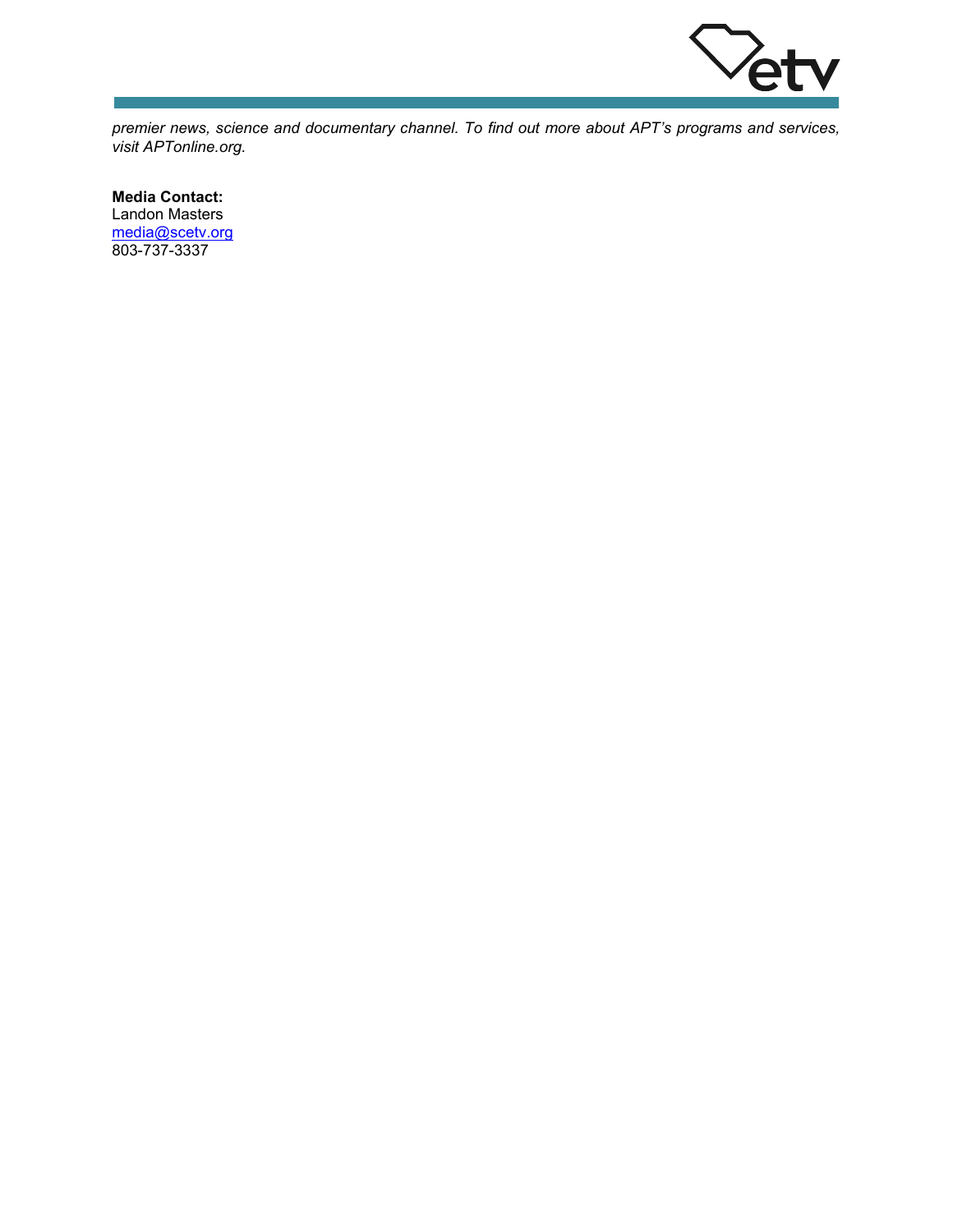*premier news, science and documentary channel. To find out more about APT's programs and services, visit APTonline.org.*

**Media Contact:**
Landon Masters
[media@scetv.org](mailto:media@scetv.org)
803-737-3337